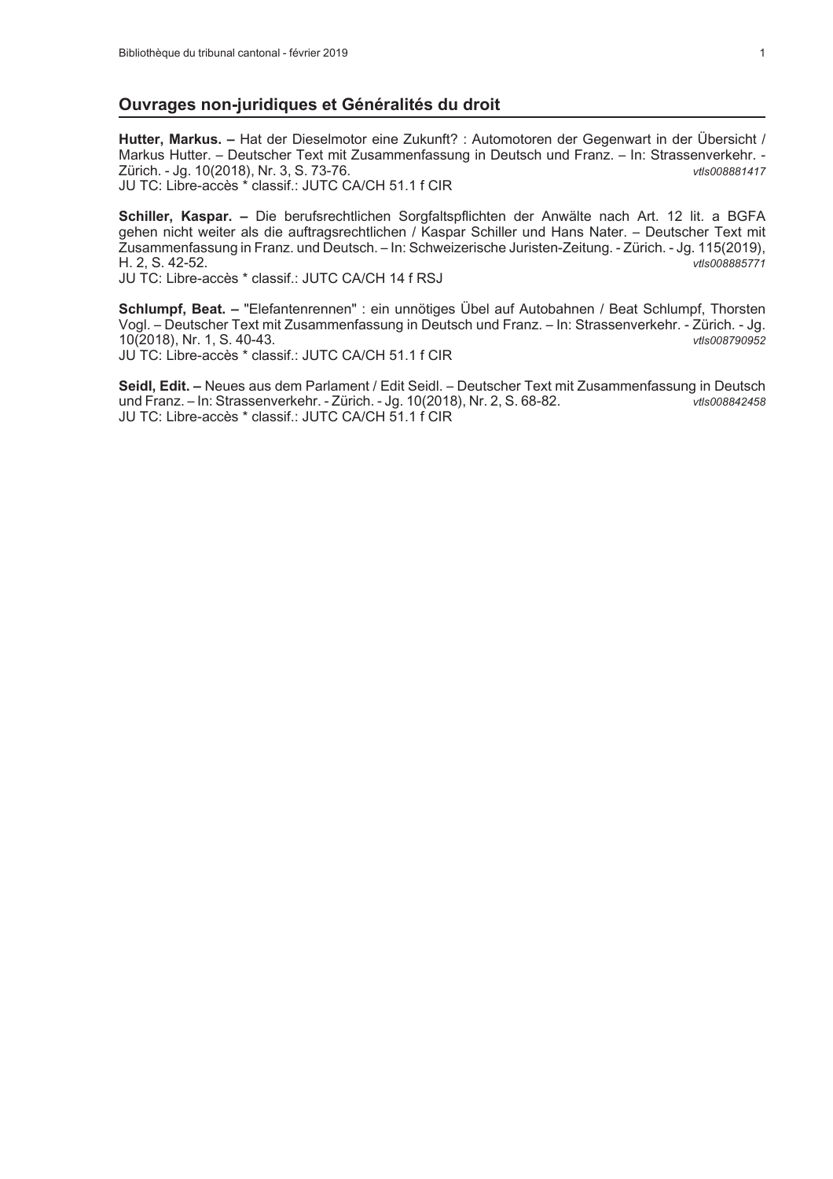## Ouvrages non-juridiques et Généralités du droit

**Hutter, Markus. –** Hat der Dieselmotor eine Zukunft? : Automotoren der Gegenwart in der Übersicht / Markus Hutter. – Deutscher Text mit Zusammenfassung in Deutsch und Franz. – In: Strassenverkehr. - Zürich. - Jg. 10(2018), Nr. 3, S. 73-76. *vtls008881417*
JU TC: Libre-accès * classif.: JUTC CA/CH 51.1 f CIR

**Schiller, Kaspar. –** Die berufsrechtlichen Sorgfaltspflichten der Anwälte nach Art. 12 lit. a BGFA gehen nicht weiter als die auftragsrechtlichen / Kaspar Schiller und Hans Nater. – Deutscher Text mit Zusammenfassung in Franz. und Deutsch. – In: Schweizerische Juristen-Zeitung. - Zürich. - Jg. 115(2019), H. 2, S. 42-52. *vtls008885771*
JU TC: Libre-accès * classif.: JUTC CA/CH 14 f RSJ

**Schlumpf, Beat. –** "Elefantenrennen" : ein unnötiges Übel auf Autobahnen / Beat Schlumpf, Thorsten Vogl. – Deutscher Text mit Zusammenfassung in Deutsch und Franz. – In: Strassenverkehr. - Zürich. - Jg. 10(2018), Nr. 1, S. 40-43. *vtls008790952*
JU TC: Libre-accès * classif.: JUTC CA/CH 51.1 f CIR

**Seidl, Edit. –** Neues aus dem Parlament / Edit Seidl. – Deutscher Text mit Zusammenfassung in Deutsch und Franz. – In: Strassenverkehr. - Zürich. - Jg. 10(2018), Nr. 2, S. 68-82. *vtls008842458*
JU TC: Libre-accès * classif.: JUTC CA/CH 51.1 f CIR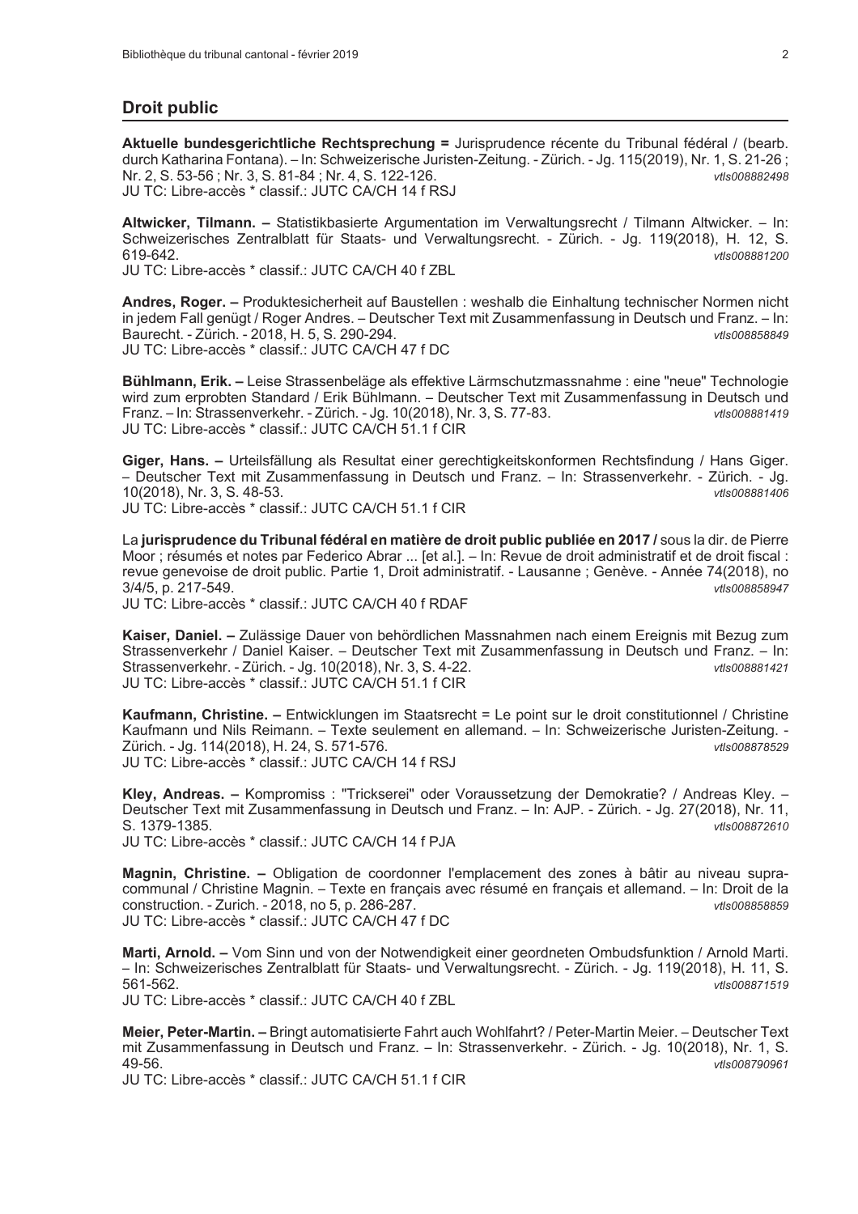## Droit public

**Aktuelle bundesgerichtliche Rechtsprechung =** Jurisprudence récente du Tribunal fédéral / (bearb. durch Katharina Fontana). – In: Schweizerische Juristen-Zeitung. - Zürich. - Jg. 115(2019), Nr. 1, S. 21-26 ; Nr. 2, S. 53-56 ; Nr. 3, S. 81-84 ; Nr. 4, S. 122-126. *vtls008882498*
JU TC: Libre-accès * classif.: JUTC CA/CH 14 f RSJ

**Altwicker, Tilmann. –** Statistikbasierte Argumentation im Verwaltungsrecht / Tilmann Altwicker. – In: Schweizerisches Zentralblatt für Staats- und Verwaltungsrecht. - Zürich. - Jg. 119(2018), H. 12, S. 619-642. *vtls008881200*
JU TC: Libre-accès * classif.: JUTC CA/CH 40 f ZBL

**Andres, Roger. –** Produktesicherheit auf Baustellen : weshalb die Einhaltung technischer Normen nicht in jedem Fall genügt / Roger Andres. – Deutscher Text mit Zusammenfassung in Deutsch und Franz. – In: Baurecht. - Zürich. - 2018, H. 5, S. 290-294. *vtls008858849*
JU TC: Libre-accès * classif.: JUTC CA/CH 47 f DC

**Bühlmann, Erik. –** Leise Strassenbeläge als effektive Lärmschutzmassnahme : eine "neue" Technologie wird zum erprobten Standard / Erik Bühlmann. – Deutscher Text mit Zusammenfassung in Deutsch und Franz. – In: Strassenverkehr. - Zürich. - Jg. 10(2018), Nr. 3, S. 77-83. *vtls008881419*
JU TC: Libre-accès * classif.: JUTC CA/CH 51.1 f CIR

**Giger, Hans. –** Urteilsfällung als Resultat einer gerechtigkeitskonformen Rechtsfindung / Hans Giger. – Deutscher Text mit Zusammenfassung in Deutsch und Franz. – In: Strassenverkehr. - Zürich. - Jg. 10(2018), Nr. 3, S. 48-53. *vtls008881406*
JU TC: Libre-accès * classif.: JUTC CA/CH 51.1 f CIR

La **jurisprudence du Tribunal fédéral en matière de droit public publiée en 2017 /** sous la dir. de Pierre Moor ; résumés et notes par Federico Abrar ... [et al.]. – In: Revue de droit administratif et de droit fiscal : revue genevoise de droit public. Partie 1, Droit administratif. - Lausanne ; Genève. - Année 74(2018), no 3/4/5, p. 217-549. *vtls008858947*
JU TC: Libre-accès * classif.: JUTC CA/CH 40 f RDAF

**Kaiser, Daniel. –** Zulässige Dauer von behördlichen Massnahmen nach einem Ereignis mit Bezug zum Strassenverkehr / Daniel Kaiser. – Deutscher Text mit Zusammenfassung in Deutsch und Franz. – In: Strassenverkehr. - Zürich. - Jg. 10(2018), Nr. 3, S. 4-22. *vtls008881421*
JU TC: Libre-accès * classif.: JUTC CA/CH 51.1 f CIR

**Kaufmann, Christine. –** Entwicklungen im Staatsrecht = Le point sur le droit constitutionnel / Christine Kaufmann und Nils Reimann. – Texte seulement en allemand. – In: Schweizerische Juristen-Zeitung. - Zürich. - Jg. 114(2018), H. 24, S. 571-576. *vtls008878529*
JU TC: Libre-accès * classif.: JUTC CA/CH 14 f RSJ

**Kley, Andreas. –** Kompromiss : "Trickserei" oder Voraussetzung der Demokratie? / Andreas Kley. – Deutscher Text mit Zusammenfassung in Deutsch und Franz. – In: AJP. - Zürich. - Jg. 27(2018), Nr. 11, S. 1379-1385. *vtls008872610*
JU TC: Libre-accès * classif.: JUTC CA/CH 14 f PJA

**Magnin, Christine. –** Obligation de coordonner l'emplacement des zones à bâtir au niveau supra-communal / Christine Magnin. – Texte en français avec résumé en français et allemand. – In: Droit de la construction. - Zurich. - 2018, no 5, p. 286-287. *vtls008858859*
JU TC: Libre-accès * classif.: JUTC CA/CH 47 f DC

**Marti, Arnold. –** Vom Sinn und von der Notwendigkeit einer geordneten Ombudsfunktion / Arnold Marti. – In: Schweizerisches Zentralblatt für Staats- und Verwaltungsrecht. - Zürich. - Jg. 119(2018), H. 11, S. 561-562. *vtls008871519*
JU TC: Libre-accès * classif.: JUTC CA/CH 40 f ZBL

**Meier, Peter-Martin. –** Bringt automatisierte Fahrt auch Wohlfahrt? / Peter-Martin Meier. – Deutscher Text mit Zusammenfassung in Deutsch und Franz. – In: Strassenverkehr. - Zürich. - Jg. 10(2018), Nr. 1, S. 49-56. *vtls008790961*
JU TC: Libre-accès * classif.: JUTC CA/CH 51.1 f CIR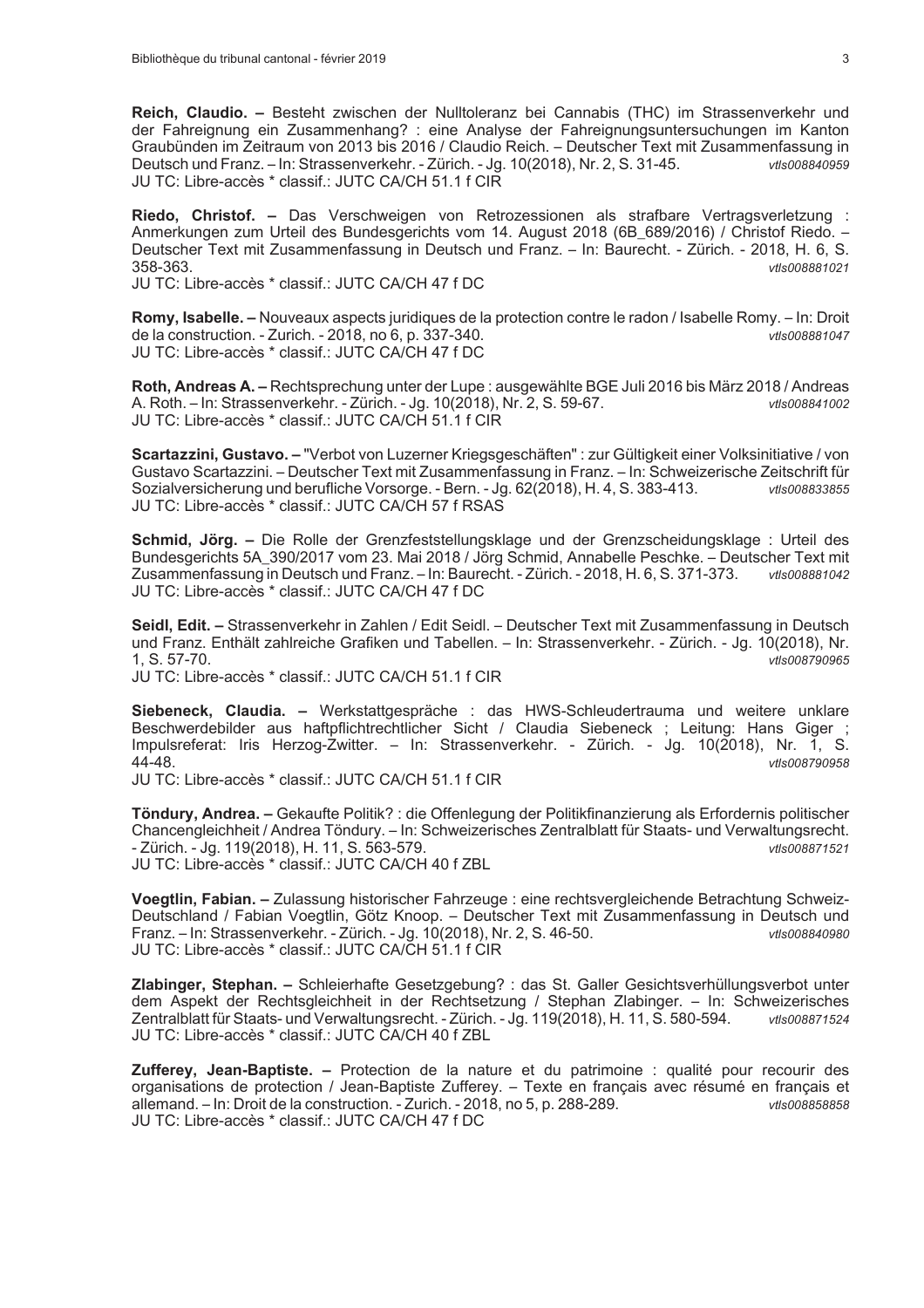**Reich, Claudio. –** Besteht zwischen der Nulltoleranz bei Cannabis (THC) im Strassenverkehr und der Fahreignung ein Zusammenhang? : eine Analyse der Fahreignungsuntersuchungen im Kanton Graubünden im Zeitraum von 2013 bis 2016 / Claudio Reich. – Deutscher Text mit Zusammenfassung in Deutsch und Franz. – In: Strassenverkehr. - Zürich. - Jg. 10(2018), Nr. 2, S. 31-45. *vtls008840959*
JU TC: Libre-accès * classif.: JUTC CA/CH 51.1 f CIR

**Riedo, Christof. –** Das Verschweigen von Retrozessionen als strafbare Vertragsverletzung : Anmerkungen zum Urteil des Bundesgerichts vom 14. August 2018 (6B_689/2016) / Christof Riedo. – Deutscher Text mit Zusammenfassung in Deutsch und Franz. – In: Baurecht. - Zürich. - 2018, H. 6, S. 358-363. *vtls008881021*
JU TC: Libre-accès * classif.: JUTC CA/CH 47 f DC

**Romy, Isabelle. –** Nouveaux aspects juridiques de la protection contre le radon / Isabelle Romy. – In: Droit de la construction. - Zurich. - 2018, no 6, p. 337-340. *vtls008881047*
JU TC: Libre-accès * classif.: JUTC CA/CH 47 f DC

**Roth, Andreas A. –** Rechtsprechung unter der Lupe : ausgewählte BGE Juli 2016 bis März 2018 / Andreas A. Roth. – In: Strassenverkehr. - Zürich. - Jg. 10(2018), Nr. 2, S. 59-67. *vtls008841002*
JU TC: Libre-accès * classif.: JUTC CA/CH 51.1 f CIR

**Scartazzini, Gustavo. –** "Verbot von Luzerner Kriegsgeschäften" : zur Gültigkeit einer Volksinitiative / von Gustavo Scartazzini. – Deutscher Text mit Zusammenfassung in Franz. – In: Schweizerische Zeitschrift für Sozialversicherung und berufliche Vorsorge. - Bern. - Jg. 62(2018), H. 4, S. 383-413. *vtls008833855*
JU TC: Libre-accès * classif.: JUTC CA/CH 57 f RSAS

**Schmid, Jörg. –** Die Rolle der Grenzfeststellungsklage und der Grenzscheidungsklage : Urteil des Bundesgerichts 5A_390/2017 vom 23. Mai 2018 / Jörg Schmid, Annabelle Peschke. – Deutscher Text mit Zusammenfassung in Deutsch und Franz. – In: Baurecht. - Zürich. - 2018, H. 6, S. 371-373. *vtls008881042*
JU TC: Libre-accès * classif.: JUTC CA/CH 47 f DC

**Seidl, Edit. –** Strassenverkehr in Zahlen / Edit Seidl. – Deutscher Text mit Zusammenfassung in Deutsch und Franz. Enthält zahlreiche Grafiken und Tabellen. – In: Strassenverkehr. - Zürich. - Jg. 10(2018), Nr. 1, S. 57-70. *vtls008790965*
JU TC: Libre-accès * classif.: JUTC CA/CH 51.1 f CIR

**Siebeneck, Claudia. –** Werkstattgespräche : das HWS-Schleudertrauma und weitere unklare Beschwerdebilder aus haftpflichtrechtlicher Sicht / Claudia Siebeneck ; Leitung: Hans Giger ; Impulsreferat: Iris Herzog-Zwitter. – In: Strassenverkehr. - Zürich. - Jg. 10(2018), Nr. 1, S. 44-48. *vtls008790958*
JU TC: Libre-accès * classif.: JUTC CA/CH 51.1 f CIR

**Töndury, Andrea. –** Gekaufte Politik? : die Offenlegung der Politikfinanzierung als Erfordernis politischer Chancengleichheit / Andrea Töndury. – In: Schweizerisches Zentralblatt für Staats- und Verwaltungsrecht. - Zürich. - Jg. 119(2018), H. 11, S. 563-579. *vtls008871521*
JU TC: Libre-accès * classif.: JUTC CA/CH 40 f ZBL

**Voegtlin, Fabian. –** Zulassung historischer Fahrzeuge : eine rechtsvergleichende Betrachtung Schweiz-Deutschland / Fabian Voegtlin, Götz Knoop. – Deutscher Text mit Zusammenfassung in Deutsch und Franz. – In: Strassenverkehr. - Zürich. - Jg. 10(2018), Nr. 2, S. 46-50. *vtls008840980*
JU TC: Libre-accès * classif.: JUTC CA/CH 51.1 f CIR

**Zlabinger, Stephan. –** Schleierhafte Gesetzgebung? : das St. Galler Gesichtsverhüllungsverbot unter dem Aspekt der Rechtsgleichheit in der Rechtsetzung / Stephan Zlabinger. – In: Schweizerisches Zentralblatt für Staats- und Verwaltungsrecht. - Zürich. - Jg. 119(2018), H. 11, S. 580-594. *vtls008871524*
JU TC: Libre-accès * classif.: JUTC CA/CH 40 f ZBL

**Zufferey, Jean-Baptiste. –** Protection de la nature et du patrimoine : qualité pour recourir des organisations de protection / Jean-Baptiste Zufferey. – Texte en français avec résumé en français et allemand. – In: Droit de la construction. - Zurich. - 2018, no 5, p. 288-289. *vtls008858858*
JU TC: Libre-accès * classif.: JUTC CA/CH 47 f DC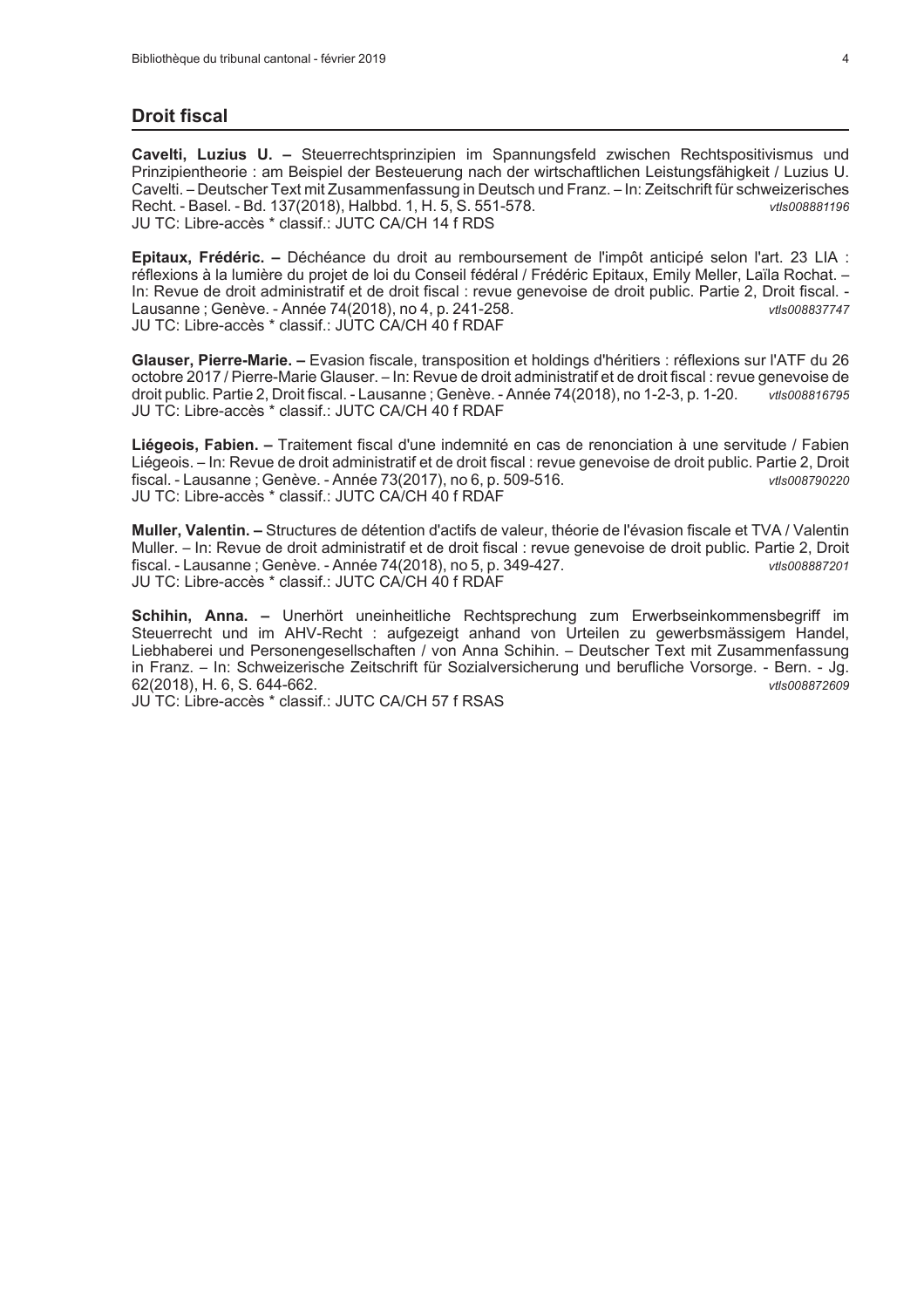## Droit fiscal

**Cavelti, Luzius U. –** Steuerrechtsprinzipien im Spannungsfeld zwischen Rechtspositivismus und Prinzipientheorie : am Beispiel der Besteuerung nach der wirtschaftlichen Leistungsfähigkeit / Luzius U. Cavelti. – Deutscher Text mit Zusammenfassung in Deutsch und Franz. – In: Zeitschrift für schweizerisches Recht. - Basel. - Bd. 137(2018), Halbbd. 1, H. 5, S. 551-578. *vtls008881196*
JU TC: Libre-accès * classif.: JUTC CA/CH 14 f RDS

**Epitaux, Frédéric. –** Déchéance du droit au remboursement de l'impôt anticipé selon l'art. 23 LIA : réflexions à la lumière du projet de loi du Conseil fédéral / Frédéric Epitaux, Emily Meller, Laïla Rochat. – In: Revue de droit administratif et de droit fiscal : revue genevoise de droit public. Partie 2, Droit fiscal. - Lausanne ; Genève. - Année 74(2018), no 4, p. 241-258. *vtls008837747*
JU TC: Libre-accès * classif.: JUTC CA/CH 40 f RDAF

**Glauser, Pierre-Marie. –** Evasion fiscale, transposition et holdings d'héritiers : réflexions sur l'ATF du 26 octobre 2017 / Pierre-Marie Glauser. – In: Revue de droit administratif et de droit fiscal : revue genevoise de droit public. Partie 2, Droit fiscal. - Lausanne ; Genève. - Année 74(2018), no 1-2-3, p. 1-20. *vtls008816795*
JU TC: Libre-accès * classif.: JUTC CA/CH 40 f RDAF

**Liégeois, Fabien. –** Traitement fiscal d'une indemnité en cas de renonciation à une servitude / Fabien Liégeois. – In: Revue de droit administratif et de droit fiscal : revue genevoise de droit public. Partie 2, Droit fiscal. - Lausanne ; Genève. - Année 73(2017), no 6, p. 509-516. *vtls008790220*
JU TC: Libre-accès * classif.: JUTC CA/CH 40 f RDAF

**Muller, Valentin. –** Structures de détention d'actifs de valeur, théorie de l'évasion fiscale et TVA / Valentin Muller. – In: Revue de droit administratif et de droit fiscal : revue genevoise de droit public. Partie 2, Droit fiscal. - Lausanne ; Genève. - Année 74(2018), no 5, p. 349-427. *vtls008887201*
JU TC: Libre-accès * classif.: JUTC CA/CH 40 f RDAF

**Schihin, Anna. –** Unerhört uneinheitliche Rechtsprechung zum Erwerbseinkommensbegriff im Steuerrecht und im AHV-Recht : aufgezeigt anhand von Urteilen zu gewerbsmässigem Handel, Liebhaberei und Personengesellschaften / von Anna Schihin. – Deutscher Text mit Zusammenfassung in Franz. – In: Schweizerische Zeitschrift für Sozialversicherung und berufliche Vorsorge. - Bern. - Jg. 62(2018), H. 6, S. 644-662. *vtls008872609*
JU TC: Libre-accès * classif.: JUTC CA/CH 57 f RSAS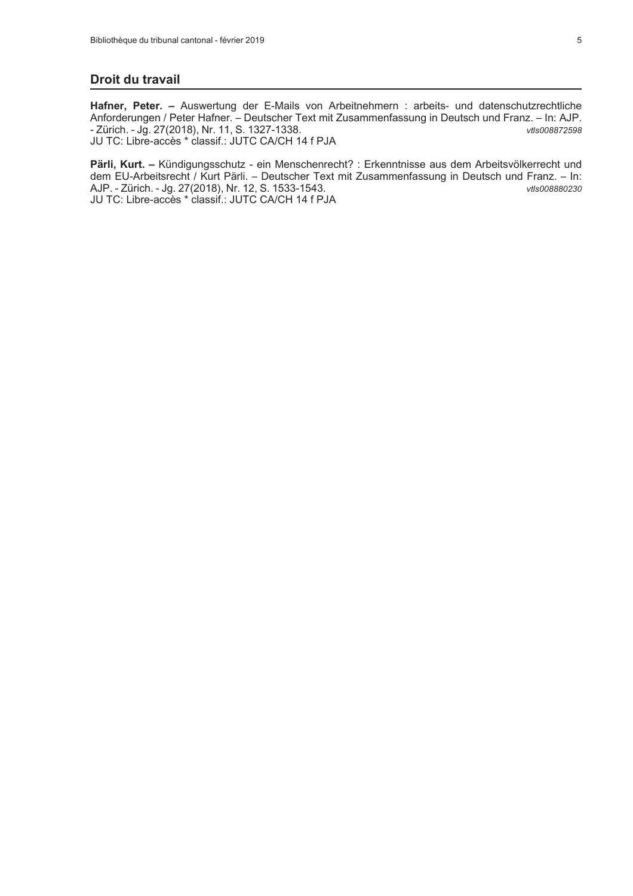## Droit du travail

**Hafner, Peter. –** Auswertung der E-Mails von Arbeitnehmern : arbeits- und datenschutzrechtliche Anforderungen / Peter Hafner. – Deutscher Text mit Zusammenfassung in Deutsch und Franz. – In: AJP. - Zürich. - Jg. 27(2018), Nr. 11, S. 1327-1338. *vtls008872598*
JU TC: Libre-accès * classif.: JUTC CA/CH 14 f PJA

**Pärli, Kurt. –** Kündigungsschutz - ein Menschenrecht? : Erkenntnisse aus dem Arbeitsvölkerrecht und dem EU-Arbeitsrecht / Kurt Pärli. – Deutscher Text mit Zusammenfassung in Deutsch und Franz. – In: AJP. - Zürich. - Jg. 27(2018), Nr. 12, S. 1533-1543. *vtls008880230*
JU TC: Libre-accès * classif.: JUTC CA/CH 14 f PJA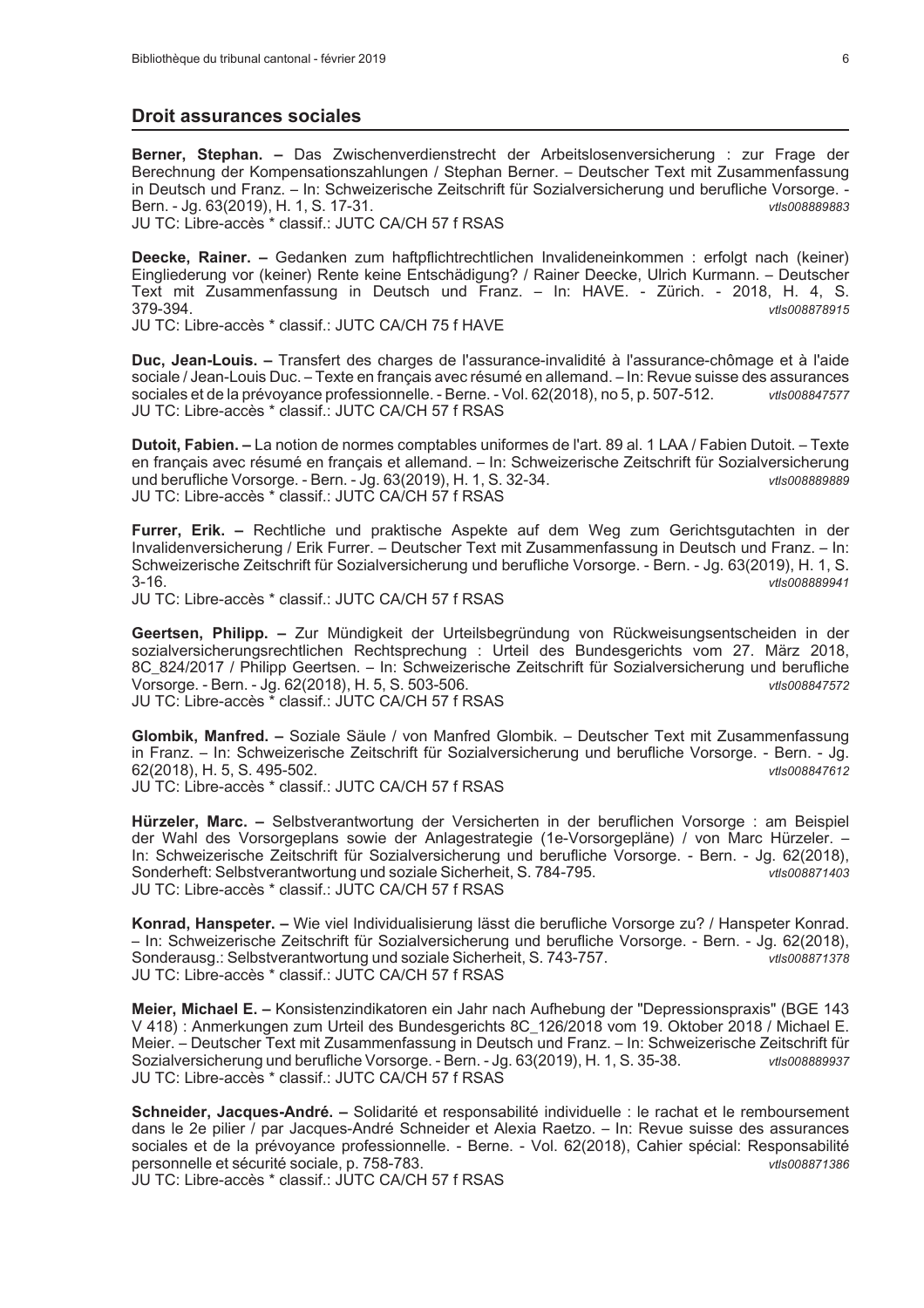## Droit assurances sociales

**Berner, Stephan. –** Das Zwischenverdienstrecht der Arbeitslosenversicherung : zur Frage der Berechnung der Kompensationszahlungen / Stephan Berner. – Deutscher Text mit Zusammenfassung in Deutsch und Franz. – In: Schweizerische Zeitschrift für Sozialversicherung und berufliche Vorsorge. - Bern. - Jg. 63(2019), H. 1, S. 17-31. *vtls008889883*
JU TC: Libre-accès * classif.: JUTC CA/CH 57 f RSAS

**Deecke, Rainer. –** Gedanken zum haftpflichtrechtlichen Invalideneinkommen : erfolgt nach (keiner) Eingliederung vor (keiner) Rente keine Entschädigung? / Rainer Deecke, Ulrich Kurmann. – Deutscher Text mit Zusammenfassung in Deutsch und Franz. – In: HAVE. - Zürich. - 2018, H. 4, S. 379-394. *vtls008878915*
JU TC: Libre-accès * classif.: JUTC CA/CH 75 f HAVE

**Duc, Jean-Louis. –** Transfert des charges de l'assurance-invalidité à l'assurance-chômage et à l'aide sociale / Jean-Louis Duc. – Texte en français avec résumé en allemand. – In: Revue suisse des assurances sociales et de la prévoyance professionnelle. - Berne. - Vol. 62(2018), no 5, p. 507-512. *vtls008847577*
JU TC: Libre-accès * classif.: JUTC CA/CH 57 f RSAS

**Dutoit, Fabien. –** La notion de normes comptables uniformes de l'art. 89 al. 1 LAA / Fabien Dutoit. – Texte en français avec résumé en français et allemand. – In: Schweizerische Zeitschrift für Sozialversicherung und berufliche Vorsorge. - Bern. - Jg. 63(2019), H. 1, S. 32-34. *vtls008889889*
JU TC: Libre-accès * classif.: JUTC CA/CH 57 f RSAS

**Furrer, Erik. –** Rechtliche und praktische Aspekte auf dem Weg zum Gerichtsgutachten in der Invalidenversicherung / Erik Furrer. – Deutscher Text mit Zusammenfassung in Deutsch und Franz. – In: Schweizerische Zeitschrift für Sozialversicherung und berufliche Vorsorge. - Bern. - Jg. 63(2019), H. 1, S. 3-16. *vtls008889941*
JU TC: Libre-accès * classif.: JUTC CA/CH 57 f RSAS

**Geertsen, Philipp. –** Zur Mündigkeit der Urteilsbegründung von Rückweisungsentscheiden in der sozialversicherungsrechtlichen Rechtsprechung : Urteil des Bundesgerichts vom 27. März 2018, 8C_824/2017 / Philipp Geertsen. – In: Schweizerische Zeitschrift für Sozialversicherung und berufliche Vorsorge. - Bern. - Jg. 62(2018), H. 5, S. 503-506. *vtls008847572*
JU TC: Libre-accès * classif.: JUTC CA/CH 57 f RSAS

**Glombik, Manfred. –** Soziale Säule / von Manfred Glombik. – Deutscher Text mit Zusammenfassung in Franz. – In: Schweizerische Zeitschrift für Sozialversicherung und berufliche Vorsorge. - Bern. - Jg. 62(2018), H. 5, S. 495-502. *vtls008847612*
JU TC: Libre-accès * classif.: JUTC CA/CH 57 f RSAS

**Hürzeler, Marc. –** Selbstverantwortung der Versicherten in der beruflichen Vorsorge : am Beispiel der Wahl des Vorsorgeplans sowie der Anlagestrategie (1e-Vorsorgepläne) / von Marc Hürzeler. – In: Schweizerische Zeitschrift für Sozialversicherung und berufliche Vorsorge. - Bern. - Jg. 62(2018), Sonderheft: Selbstverantwortung und soziale Sicherheit, S. 784-795. *vtls008871403*
JU TC: Libre-accès * classif.: JUTC CA/CH 57 f RSAS

**Konrad, Hanspeter. –** Wie viel Individualisierung lässt die berufliche Vorsorge zu? / Hanspeter Konrad. – In: Schweizerische Zeitschrift für Sozialversicherung und berufliche Vorsorge. - Bern. - Jg. 62(2018), Sonderausg.: Selbstverantwortung und soziale Sicherheit, S. 743-757. *vtls008871378*
JU TC: Libre-accès * classif.: JUTC CA/CH 57 f RSAS

**Meier, Michael E. –** Konsistenzindikatoren ein Jahr nach Aufhebung der "Depressionspraxis" (BGE 143 V 418) : Anmerkungen zum Urteil des Bundesgerichts 8C_126/2018 vom 19. Oktober 2018 / Michael E. Meier. – Deutscher Text mit Zusammenfassung in Deutsch und Franz. – In: Schweizerische Zeitschrift für Sozialversicherung und berufliche Vorsorge. - Bern. - Jg. 63(2019), H. 1, S. 35-38. *vtls008889937*
JU TC: Libre-accès * classif.: JUTC CA/CH 57 f RSAS

**Schneider, Jacques-André. –** Solidarité et responsabilité individuelle : le rachat et le remboursement dans le 2e pilier / par Jacques-André Schneider et Alexia Raetzo. – In: Revue suisse des assurances sociales et de la prévoyance professionnelle. - Berne. - Vol. 62(2018), Cahier spécial: Responsabilité personnelle et sécurité sociale, p. 758-783. *vtls008871386*
JU TC: Libre-accès * classif.: JUTC CA/CH 57 f RSAS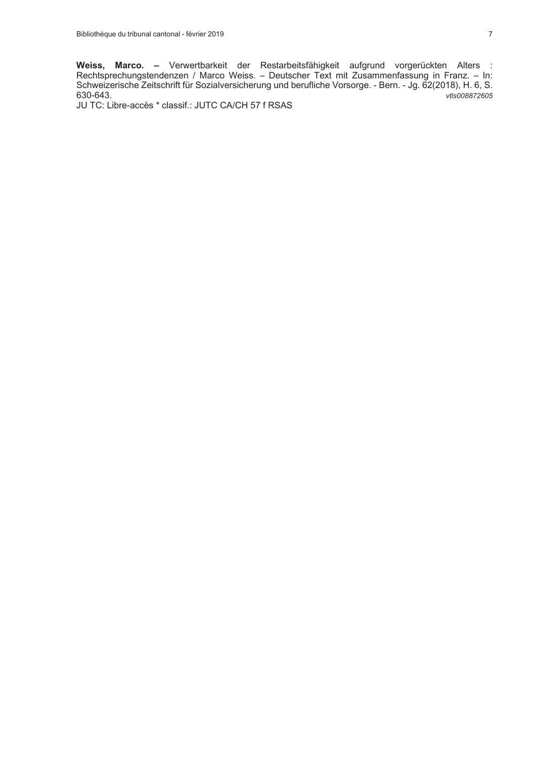**Weiss, Marco. –** Verwertbarkeit der Restarbeitsfähigkeit aufgrund vorgerückten Alters : Rechtsprechungstendenzen / Marco Weiss. – Deutscher Text mit Zusammenfassung in Franz. – In: Schweizerische Zeitschrift für Sozialversicherung und berufliche Vorsorge. - Bern. - Jg. 62(2018), H. 6, S. 630-643. *vtls008872605*

JU TC: Libre-accès * classif.: JUTC CA/CH 57 f RSAS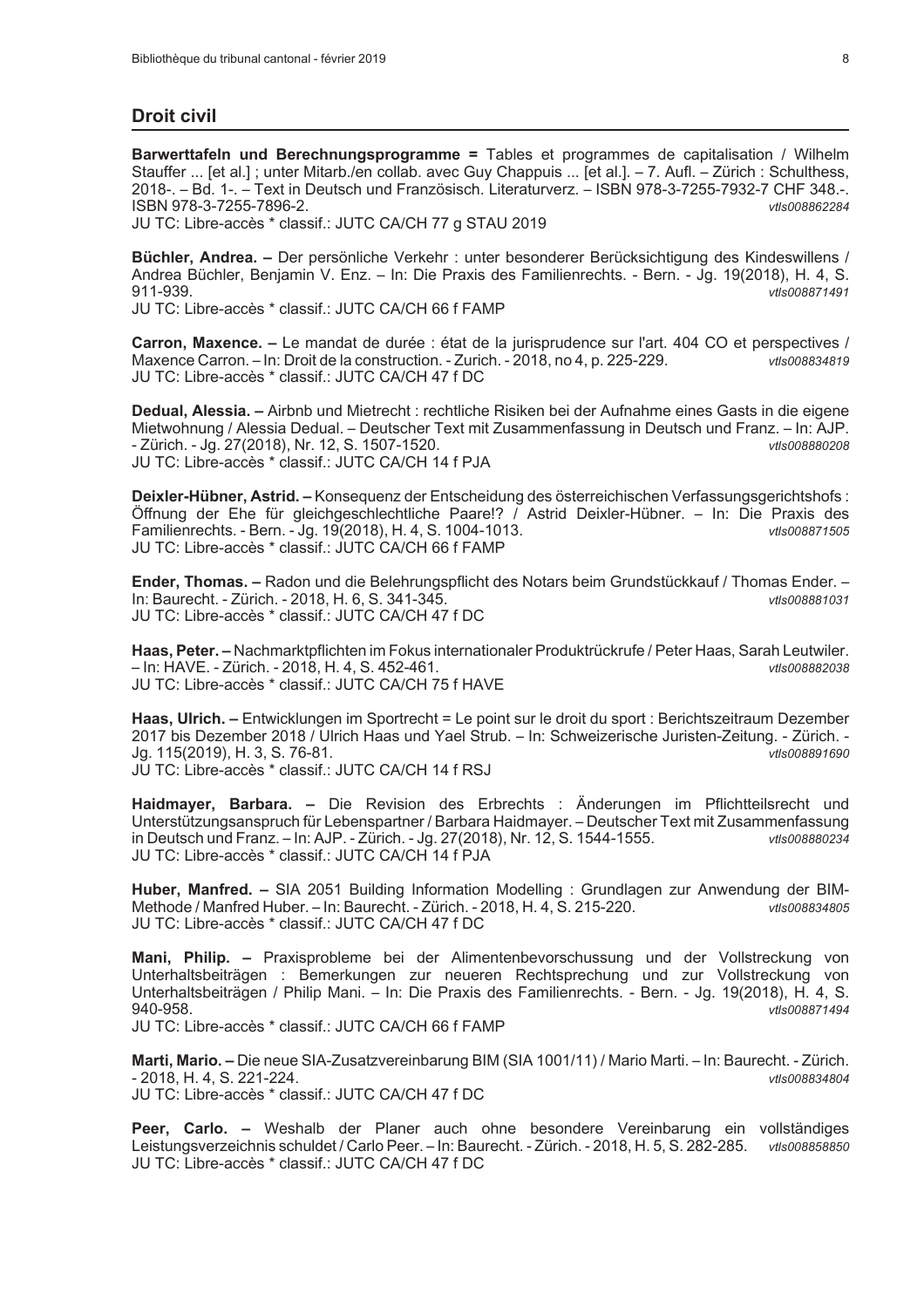## Droit civil

**Barwerttafeln und Berechnungsprogramme =** Tables et programmes de capitalisation / Wilhelm Stauffer ... [et al.] ; unter Mitarb./en collab. avec Guy Chappuis ... [et al.]. – 7. Aufl. – Zürich : Schulthess, 2018-. – Bd. 1-. – Text in Deutsch und Französisch. Literaturverz. – ISBN 978-3-7255-7932-7 CHF 348.-. ISBN 978-3-7255-7896-2. *vtls008862284*
JU TC: Libre-accès * classif.: JUTC CA/CH 77 g STAU 2019

**Büchler, Andrea. –** Der persönliche Verkehr : unter besonderer Berücksichtigung des Kindeswillens / Andrea Büchler, Benjamin V. Enz. – In: Die Praxis des Familienrechts. - Bern. - Jg. 19(2018), H. 4, S. 911-939. *vtls008871491*
JU TC: Libre-accès * classif.: JUTC CA/CH 66 f FAMP

**Carron, Maxence. –** Le mandat de durée : état de la jurisprudence sur l'art. 404 CO et perspectives / Maxence Carron. – In: Droit de la construction. - Zurich. - 2018, no 4, p. 225-229. *vtls008834819*
JU TC: Libre-accès * classif.: JUTC CA/CH 47 f DC

**Dedual, Alessia. –** Airbnb und Mietrecht : rechtliche Risiken bei der Aufnahme eines Gasts in die eigene Mietwohnung / Alessia Dedual. – Deutscher Text mit Zusammenfassung in Deutsch und Franz. – In: AJP. - Zürich. - Jg. 27(2018), Nr. 12, S. 1507-1520. *vtls008880208*
JU TC: Libre-accès * classif.: JUTC CA/CH 14 f PJA

**Deixler-Hübner, Astrid. –** Konsequenz der Entscheidung des österreichischen Verfassungsgerichtshofs : Öffnung der Ehe für gleichgeschlechtliche Paare!? / Astrid Deixler-Hübner. – In: Die Praxis des Familienrechts. - Bern. - Jg. 19(2018), H. 4, S. 1004-1013. *vtls008871505*
JU TC: Libre-accès * classif.: JUTC CA/CH 66 f FAMP

**Ender, Thomas. –** Radon und die Belehrungspflicht des Notars beim Grundstückkauf / Thomas Ender. – In: Baurecht. - Zürich. - 2018, H. 6, S. 341-345. *vtls008881031*
JU TC: Libre-accès * classif.: JUTC CA/CH 47 f DC

**Haas, Peter. –** Nachmarktpflichten im Fokus internationaler Produktrückrufe / Peter Haas, Sarah Leutwiler. – In: HAVE. - Zürich. - 2018, H. 4, S. 452-461. *vtls008882038*
JU TC: Libre-accès * classif.: JUTC CA/CH 75 f HAVE

**Haas, Ulrich. –** Entwicklungen im Sportrecht = Le point sur le droit du sport : Berichtszeitraum Dezember 2017 bis Dezember 2018 / Ulrich Haas und Yael Strub. – In: Schweizerische Juristen-Zeitung. - Zürich. - Jg. 115(2019), H. 3, S. 76-81. *vtls008891690*
JU TC: Libre-accès * classif.: JUTC CA/CH 14 f RSJ

**Haidmayer, Barbara. –** Die Revision des Erbrechts : Änderungen im Pflichtteilsrecht und Unterstützungsanspruch für Lebenspartner / Barbara Haidmayer. – Deutscher Text mit Zusammenfassung in Deutsch und Franz. – In: AJP. - Zürich. - Jg. 27(2018), Nr. 12, S. 1544-1555. *vtls008880234*
JU TC: Libre-accès * classif.: JUTC CA/CH 14 f PJA

**Huber, Manfred. –** SIA 2051 Building Information Modelling : Grundlagen zur Anwendung der BIM-Methode / Manfred Huber. – In: Baurecht. - Zürich. - 2018, H. 4, S. 215-220. *vtls008834805*
JU TC: Libre-accès * classif.: JUTC CA/CH 47 f DC

**Mani, Philip. –** Praxisprobleme bei der Alimentenbevorschussung und der Vollstreckung von Unterhaltsbeiträgen : Bemerkungen zur neueren Rechtsprechung und zur Vollstreckung von Unterhaltsbeiträgen / Philip Mani. – In: Die Praxis des Familienrechts. - Bern. - Jg. 19(2018), H. 4, S. 940-958. *vtls008871494*
JU TC: Libre-accès * classif.: JUTC CA/CH 66 f FAMP

**Marti, Mario. –** Die neue SIA-Zusatzvereinbarung BIM (SIA 1001/11) / Mario Marti. – In: Baurecht. - Zürich. - 2018, H. 4, S. 221-224. *vtls008834804*
JU TC: Libre-accès * classif.: JUTC CA/CH 47 f DC

**Peer, Carlo. –** Weshalb der Planer auch ohne besondere Vereinbarung ein vollständiges Leistungsverzeichnis schuldet / Carlo Peer. – In: Baurecht. - Zürich. - 2018, H. 5, S. 282-285. *vtls008858850*
JU TC: Libre-accès * classif.: JUTC CA/CH 47 f DC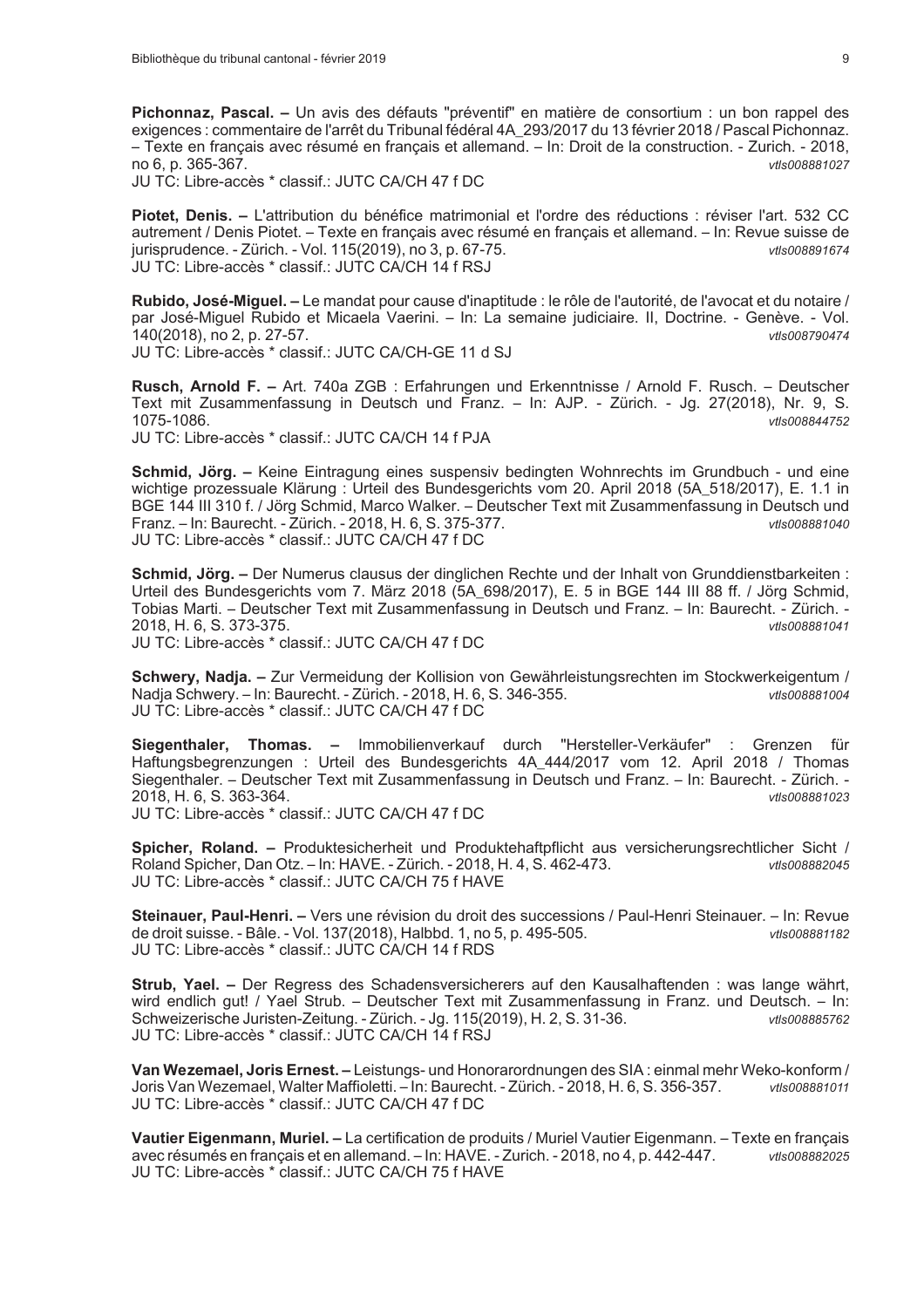**Pichonnaz, Pascal. –** Un avis des défauts "préventif" en matière de consortium : un bon rappel des exigences : commentaire de l'arrêt du Tribunal fédéral 4A_293/2017 du 13 février 2018 / Pascal Pichonnaz. – Texte en français avec résumé en français et allemand. – In: Droit de la construction. - Zurich. - 2018, no 6, p. 365-367. *vtls008881027*
JU TC: Libre-accès * classif.: JUTC CA/CH 47 f DC

**Piotet, Denis. –** L'attribution du bénéfice matrimonial et l'ordre des réductions : réviser l'art. 532 CC autrement / Denis Piotet. – Texte en français avec résumé en français et allemand. – In: Revue suisse de jurisprudence. - Zürich. - Vol. 115(2019), no 3, p. 67-75. *vtls008891674*
JU TC: Libre-accès * classif.: JUTC CA/CH 14 f RSJ

**Rubido, José-Miguel. –** Le mandat pour cause d'inaptitude : le rôle de l'autorité, de l'avocat et du notaire / par José-Miguel Rubido et Micaela Vaerini. – In: La semaine judiciaire. II, Doctrine. - Genève. - Vol. 140(2018), no 2, p. 27-57. *vtls008790474*
JU TC: Libre-accès * classif.: JUTC CA/CH-GE 11 d SJ

**Rusch, Arnold F. –** Art. 740a ZGB : Erfahrungen und Erkenntnisse / Arnold F. Rusch. – Deutscher Text mit Zusammenfassung in Deutsch und Franz. – In: AJP. - Zürich. - Jg. 27(2018), Nr. 9, S. 1075-1086. *vtls008844752*
JU TC: Libre-accès * classif.: JUTC CA/CH 14 f PJA

**Schmid, Jörg. –** Keine Eintragung eines suspensiv bedingten Wohnrechts im Grundbuch - und eine wichtige prozessuale Klärung : Urteil des Bundesgerichts vom 20. April 2018 (5A_518/2017), E. 1.1 in BGE 144 III 310 f. / Jörg Schmid, Marco Walker. – Deutscher Text mit Zusammenfassung in Deutsch und Franz. – In: Baurecht. - Zürich. - 2018, H. 6, S. 375-377. *vtls008881040*
JU TC: Libre-accès * classif.: JUTC CA/CH 47 f DC

**Schmid, Jörg. –** Der Numerus clausus der dinglichen Rechte und der Inhalt von Grunddienstbarkeiten : Urteil des Bundesgerichts vom 7. März 2018 (5A_698/2017), E. 5 in BGE 144 III 88 ff. / Jörg Schmid, Tobias Marti. – Deutscher Text mit Zusammenfassung in Deutsch und Franz. – In: Baurecht. - Zürich. - 2018, H. 6, S. 373-375. *vtls008881041*
JU TC: Libre-accès * classif.: JUTC CA/CH 47 f DC

**Schwery, Nadja. –** Zur Vermeidung der Kollision von Gewährleistungsrechten im Stockwerkeigentum / Nadja Schwery. – In: Baurecht. - Zürich. - 2018, H. 6, S. 346-355. *vtls008881004*
JU TC: Libre-accès * classif.: JUTC CA/CH 47 f DC

**Siegenthaler, Thomas. –** Immobilienverkauf durch "Hersteller-Verkäufer" : Grenzen für Haftungsbegrenzungen : Urteil des Bundesgerichts 4A_444/2017 vom 12. April 2018 / Thomas Siegenthaler. – Deutscher Text mit Zusammenfassung in Deutsch und Franz. – In: Baurecht. - Zürich. - 2018, H. 6, S. 363-364. *vtls008881023*
JU TC: Libre-accès * classif.: JUTC CA/CH 47 f DC

**Spicher, Roland. –** Produktesicherheit und Produktehaftpflicht aus versicherungsrechtlicher Sicht / Roland Spicher, Dan Otz. – In: HAVE. - Zürich. - 2018, H. 4, S. 462-473. *vtls008882045*
JU TC: Libre-accès * classif.: JUTC CA/CH 75 f HAVE

**Steinauer, Paul-Henri. –** Vers une révision du droit des successions / Paul-Henri Steinauer. – In: Revue de droit suisse. - Bâle. - Vol. 137(2018), Halbbd. 1, no 5, p. 495-505. *vtls008881182*
JU TC: Libre-accès * classif.: JUTC CA/CH 14 f RDS

**Strub, Yael. –** Der Regress des Schadensversicherers auf den Kausalhaftenden : was lange währt, wird endlich gut! / Yael Strub. – Deutscher Text mit Zusammenfassung in Franz. und Deutsch. – In: Schweizerische Juristen-Zeitung. - Zürich. - Jg. 115(2019), H. 2, S. 31-36. *vtls008885762*
JU TC: Libre-accès * classif.: JUTC CA/CH 14 f RSJ

**Van Wezemael, Joris Ernest. –** Leistungs- und Honorarordnungen des SIA : einmal mehr Weko-konform / Joris Van Wezemael, Walter Maffioletti. – In: Baurecht. - Zürich. - 2018, H. 6, S. 356-357. *vtls008881011*
JU TC: Libre-accès * classif.: JUTC CA/CH 47 f DC

**Vautier Eigenmann, Muriel. –** La certification de produits / Muriel Vautier Eigenmann. – Texte en français avec résumés en français et en allemand. – In: HAVE. - Zurich. - 2018, no 4, p. 442-447. *vtls008882025*
JU TC: Libre-accès * classif.: JUTC CA/CH 75 f HAVE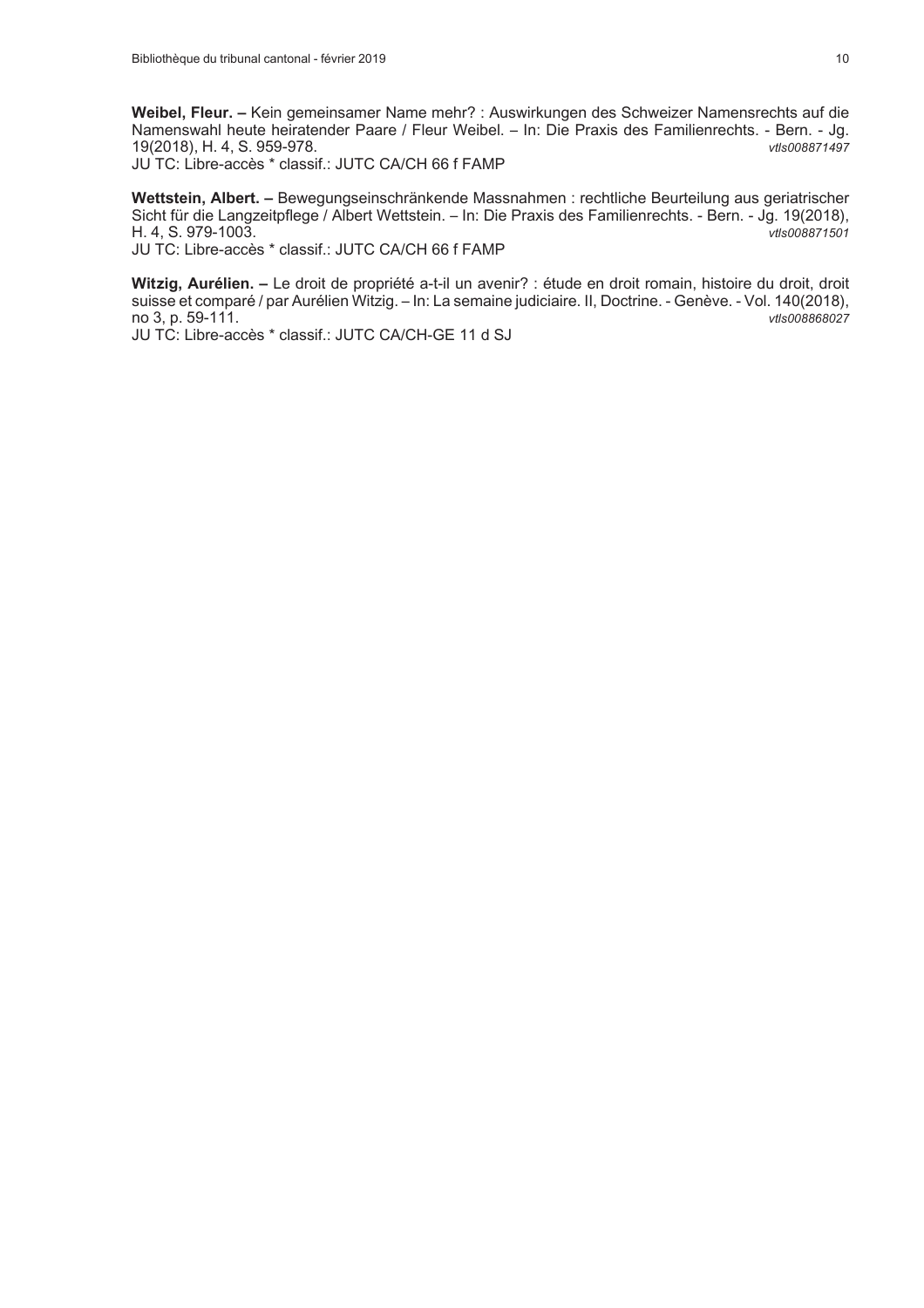**Weibel, Fleur. –** Kein gemeinsamer Name mehr? : Auswirkungen des Schweizer Namensrechts auf die Namenswahl heute heiratender Paare / Fleur Weibel. – In: Die Praxis des Familienrechts. - Bern. - Jg. 19(2018), H. 4, S. 959-978. *vtls008871497*
JU TC: Libre-accès * classif.: JUTC CA/CH 66 f FAMP

**Wettstein, Albert. –** Bewegungseinschränkende Massnahmen : rechtliche Beurteilung aus geriatrischer Sicht für die Langzeitpflege / Albert Wettstein. – In: Die Praxis des Familienrechts. - Bern. - Jg. 19(2018), H. 4, S. 979-1003. *vtls008871501*
JU TC: Libre-accès * classif.: JUTC CA/CH 66 f FAMP

**Witzig, Aurélien. –** Le droit de propriété a-t-il un avenir? : étude en droit romain, histoire du droit, droit suisse et comparé / par Aurélien Witzig. – In: La semaine judiciaire. II, Doctrine. - Genève. - Vol. 140(2018), no 3, p. 59-111. *vtls008868027*
JU TC: Libre-accès * classif.: JUTC CA/CH-GE 11 d SJ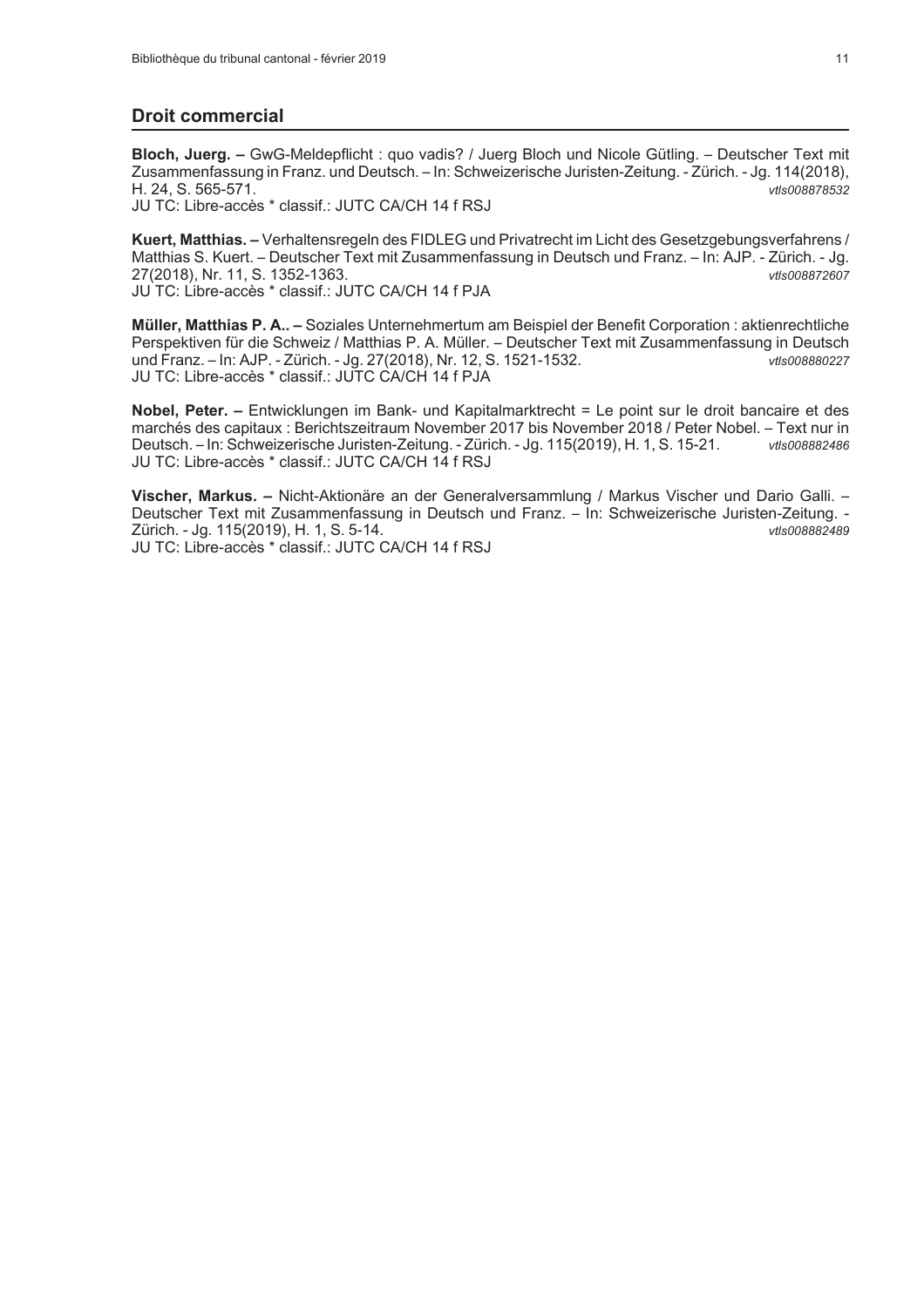## Droit commercial

**Bloch, Juerg. –** GwG-Meldepflicht : quo vadis? / Juerg Bloch und Nicole Gütling. – Deutscher Text mit Zusammenfassung in Franz. und Deutsch. – In: Schweizerische Juristen-Zeitung. - Zürich. - Jg. 114(2018), H. 24, S. 565-571. *vtls008878532*
JU TC: Libre-accès * classif.: JUTC CA/CH 14 f RSJ

**Kuert, Matthias. –** Verhaltensregeln des FIDLEG und Privatrecht im Licht des Gesetzgebungsverfahrens / Matthias S. Kuert. – Deutscher Text mit Zusammenfassung in Deutsch und Franz. – In: AJP. - Zürich. - Jg. 27(2018), Nr. 11, S. 1352-1363. *vtls008872607*
JU TC: Libre-accès * classif.: JUTC CA/CH 14 f PJA

**Müller, Matthias P. A.. –** Soziales Unternehmertum am Beispiel der Benefit Corporation : aktienrechtliche Perspektiven für die Schweiz / Matthias P. A. Müller. – Deutscher Text mit Zusammenfassung in Deutsch und Franz. – In: AJP. - Zürich. - Jg. 27(2018), Nr. 12, S. 1521-1532. *vtls008880227*
JU TC: Libre-accès * classif.: JUTC CA/CH 14 f PJA

**Nobel, Peter. –** Entwicklungen im Bank- und Kapitalmarktrecht = Le point sur le droit bancaire et des marchés des capitaux : Berichtszeitraum November 2017 bis November 2018 / Peter Nobel. – Text nur in Deutsch. – In: Schweizerische Juristen-Zeitung. - Zürich. - Jg. 115(2019), H. 1, S. 15-21. *vtls008882486*
JU TC: Libre-accès * classif.: JUTC CA/CH 14 f RSJ

**Vischer, Markus. –** Nicht-Aktionäre an der Generalversammlung / Markus Vischer und Dario Galli. – Deutscher Text mit Zusammenfassung in Deutsch und Franz. – In: Schweizerische Juristen-Zeitung. - Zürich. - Jg. 115(2019), H. 1, S. 5-14. *vtls008882489*
JU TC: Libre-accès * classif.: JUTC CA/CH 14 f RSJ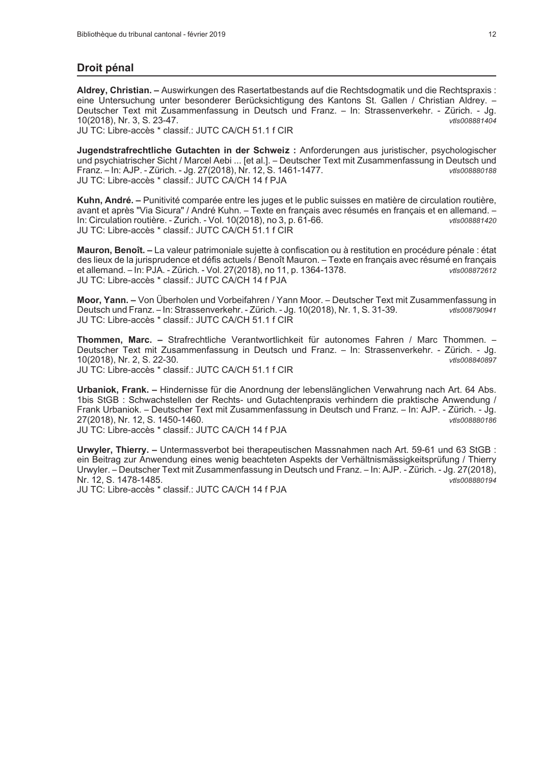## Droit pénal

**Aldrey, Christian. –** Auswirkungen des Rasertatbestands auf die Rechtsdogmatik und die Rechtspraxis : eine Untersuchung unter besonderer Berücksichtigung des Kantons St. Gallen / Christian Aldrey. – Deutscher Text mit Zusammenfassung in Deutsch und Franz. – In: Strassenverkehr. - Zürich. - Jg. 10(2018), Nr. 3, S. 23-47. *vtls008881404*
JU TC: Libre-accès * classif.: JUTC CA/CH 51.1 f CIR

**Jugendstrafrechtliche Gutachten in der Schweiz :** Anforderungen aus juristischer, psychologischer und psychiatrischer Sicht / Marcel Aebi ... [et al.]. – Deutscher Text mit Zusammenfassung in Deutsch und Franz. – In: AJP. - Zürich. - Jg. 27(2018), Nr. 12, S. 1461-1477. *vtls008880188*
JU TC: Libre-accès * classif.: JUTC CA/CH 14 f PJA

**Kuhn, André. –** Punitivité comparée entre les juges et le public suisses en matière de circulation routière, avant et après "Via Sicura" / André Kuhn. – Texte en français avec résumés en français et en allemand. – In: Circulation routière. - Zurich. - Vol. 10(2018), no 3, p. 61-66. *vtls008881420*
JU TC: Libre-accès * classif.: JUTC CA/CH 51.1 f CIR

**Mauron, Benoît. –** La valeur patrimoniale sujette à confiscation ou à restitution en procédure pénale : état des lieux de la jurisprudence et défis actuels / Benoît Mauron. – Texte en français avec résumé en français et allemand. – In: PJA. - Zürich. - Vol. 27(2018), no 11, p. 1364-1378. *vtls008872612*
JU TC: Libre-accès * classif.: JUTC CA/CH 14 f PJA

**Moor, Yann. –** Von Überholen und Vorbeifahren / Yann Moor. – Deutscher Text mit Zusammenfassung in Deutsch und Franz. – In: Strassenverkehr. - Zürich. - Jg. 10(2018), Nr. 1, S. 31-39. *vtls008790941*
JU TC: Libre-accès * classif.: JUTC CA/CH 51.1 f CIR

**Thommen, Marc. –** Strafrechtliche Verantwortlichkeit für autonomes Fahren / Marc Thommen. – Deutscher Text mit Zusammenfassung in Deutsch und Franz. – In: Strassenverkehr. - Zürich. - Jg. 10(2018), Nr. 2, S. 22-30. *vtls008840897*
JU TC: Libre-accès * classif.: JUTC CA/CH 51.1 f CIR

**Urbaniok, Frank. –** Hindernisse für die Anordnung der lebenslänglichen Verwahrung nach Art. 64 Abs. 1bis StGB : Schwachstellen der Rechts- und Gutachtenpraxis verhindern die praktische Anwendung / Frank Urbaniok. – Deutscher Text mit Zusammenfassung in Deutsch und Franz. – In: AJP. - Zürich. - Jg. 27(2018), Nr. 12, S. 1450-1460. *vtls008880186*
JU TC: Libre-accès * classif.: JUTC CA/CH 14 f PJA

**Urwyler, Thierry. –** Untermassverbot bei therapeutischen Massnahmen nach Art. 59-61 und 63 StGB : ein Beitrag zur Anwendung eines wenig beachteten Aspekts der Verhältnismässigkeitsprüfung / Thierry Urwyler. – Deutscher Text mit Zusammenfassung in Deutsch und Franz. – In: AJP. - Zürich. - Jg. 27(2018), Nr. 12, S. 1478-1485. *vtls008880194*
JU TC: Libre-accès * classif.: JUTC CA/CH 14 f PJA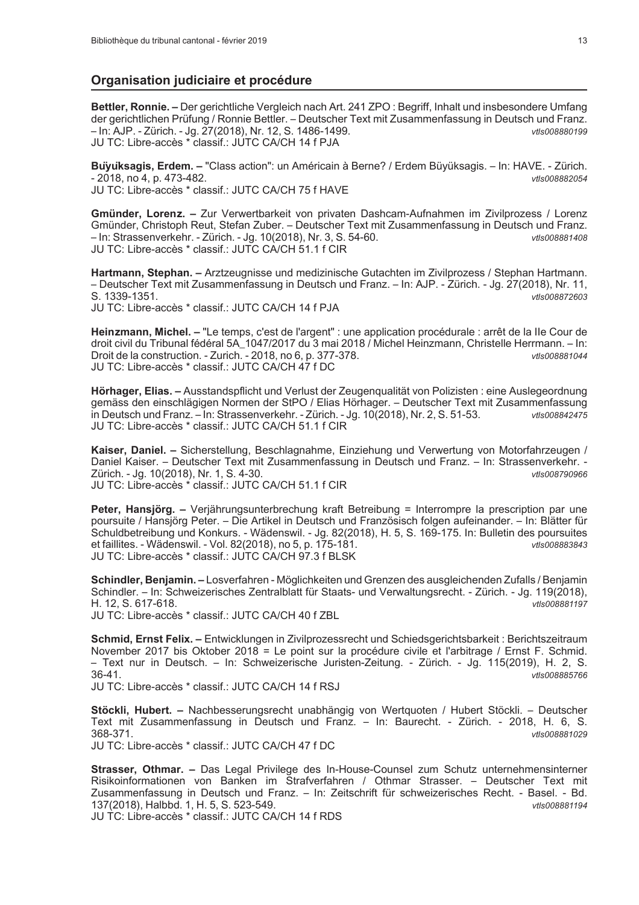## Organisation judiciaire et procédure

**Bettler, Ronnie. –** Der gerichtliche Vergleich nach Art. 241 ZPO : Begriff, Inhalt und insbesondere Umfang der gerichtlichen Prüfung / Ronnie Bettler. – Deutscher Text mit Zusammenfassung in Deutsch und Franz. – In: AJP. - Zürich. - Jg. 27(2018), Nr. 12, S. 1486-1499. *vtls008880199*
JU TC: Libre-accès * classif.: JUTC CA/CH 14 f PJA

**Buÿuksagis, Erdem. –** "Class action": un Américain à Berne? / Erdem Büyüksagis. – In: HAVE. - Zürich. - 2018, no 4, p. 473-482. *vtls008882054*
JU TC: Libre-accès * classif.: JUTC CA/CH 75 f HAVE

**Gmünder, Lorenz. –** Zur Verwertbarkeit von privaten Dashcam-Aufnahmen im Zivilprozess / Lorenz Gmünder, Christoph Reut, Stefan Zuber. – Deutscher Text mit Zusammenfassung in Deutsch und Franz. – In: Strassenverkehr. - Zürich. - Jg. 10(2018), Nr. 3, S. 54-60. *vtls008881408*
JU TC: Libre-accès * classif.: JUTC CA/CH 51.1 f CIR

**Hartmann, Stephan. –** Arztzeugnisse und medizinische Gutachten im Zivilprozess / Stephan Hartmann. – Deutscher Text mit Zusammenfassung in Deutsch und Franz. – In: AJP. - Zürich. - Jg. 27(2018), Nr. 11, S. 1339-1351. *vtls008872603*
JU TC: Libre-accès * classif.: JUTC CA/CH 14 f PJA

**Heinzmann, Michel. –** "Le temps, c'est de l'argent" : une application procédurale : arrêt de la IIe Cour de droit civil du Tribunal fédéral 5A_1047/2017 du 3 mai 2018 / Michel Heinzmann, Christelle Herrmann. – In: Droit de la construction. - Zurich. - 2018, no 6, p. 377-378. *vtls008881044*
JU TC: Libre-accès * classif.: JUTC CA/CH 47 f DC

**Hörhager, Elias. –** Ausstandspflicht und Verlust der Zeugenqualität von Polizisten : eine Auslegeordnung gemäss den einschlägigen Normen der StPO / Elias Hörhager. – Deutscher Text mit Zusammenfassung in Deutsch und Franz. – In: Strassenverkehr. - Zürich. - Jg. 10(2018), Nr. 2, S. 51-53. *vtls008842475*
JU TC: Libre-accès * classif.: JUTC CA/CH 51.1 f CIR

**Kaiser, Daniel. –** Sicherstellung, Beschlagnahme, Einziehung und Verwertung von Motorfahrzeugen / Daniel Kaiser. – Deutscher Text mit Zusammenfassung in Deutsch und Franz. – In: Strassenverkehr. - Zürich. - Jg. 10(2018), Nr. 1, S. 4-30. *vtls008790966*
JU TC: Libre-accès * classif.: JUTC CA/CH 51.1 f CIR

**Peter, Hansjörg. –** Verjährungsunterbrechung kraft Betreibung = Interrompre la prescription par une poursuite / Hansjörg Peter. – Die Artikel in Deutsch und Französisch folgen aufeinander. – In: Blätter für Schuldbetreibung und Konkurs. - Wädenswil. - Jg. 82(2018), H. 5, S. 169-175. In: Bulletin des poursuites et faillites. - Wädenswil. - Vol. 82(2018), no 5, p. 175-181. *vtls008883843*
JU TC: Libre-accès * classif.: JUTC CA/CH 97.3 f BLSK

**Schindler, Benjamin. –** Losverfahren - Möglichkeiten und Grenzen des ausgleichenden Zufalls / Benjamin Schindler. – In: Schweizerisches Zentralblatt für Staats- und Verwaltungsrecht. - Zürich. - Jg. 119(2018), H. 12, S. 617-618. *vtls008881197*
JU TC: Libre-accès * classif.: JUTC CA/CH 40 f ZBL

**Schmid, Ernst Felix. –** Entwicklungen in Zivilprozessrecht und Schiedsgerichtsbarkeit : Berichtszeitraum November 2017 bis Oktober 2018 = Le point sur la procédure civile et l'arbitrage / Ernst F. Schmid. – Text nur in Deutsch. – In: Schweizerische Juristen-Zeitung. - Zürich. - Jg. 115(2019), H. 2, S. 36-41. *vtls008885766*
JU TC: Libre-accès * classif.: JUTC CA/CH 14 f RSJ

**Stöckli, Hubert. –** Nachbesserungsrecht unabhängig von Wertquoten / Hubert Stöckli. – Deutscher Text mit Zusammenfassung in Deutsch und Franz. – In: Baurecht. - Zürich. - 2018, H. 6, S. 368-371. *vtls008881029*
JU TC: Libre-accès * classif.: JUTC CA/CH 47 f DC

**Strasser, Othmar. –** Das Legal Privilege des In-House-Counsel zum Schutz unternehmensinterner Risikoinformationen von Banken im Strafverfahren / Othmar Strasser. – Deutscher Text mit Zusammenfassung in Deutsch und Franz. – In: Zeitschrift für schweizerisches Recht. - Basel. - Bd. 137(2018), Halbbd. 1, H. 5, S. 523-549. *vtls008881194*
JU TC: Libre-accès * classif.: JUTC CA/CH 14 f RDS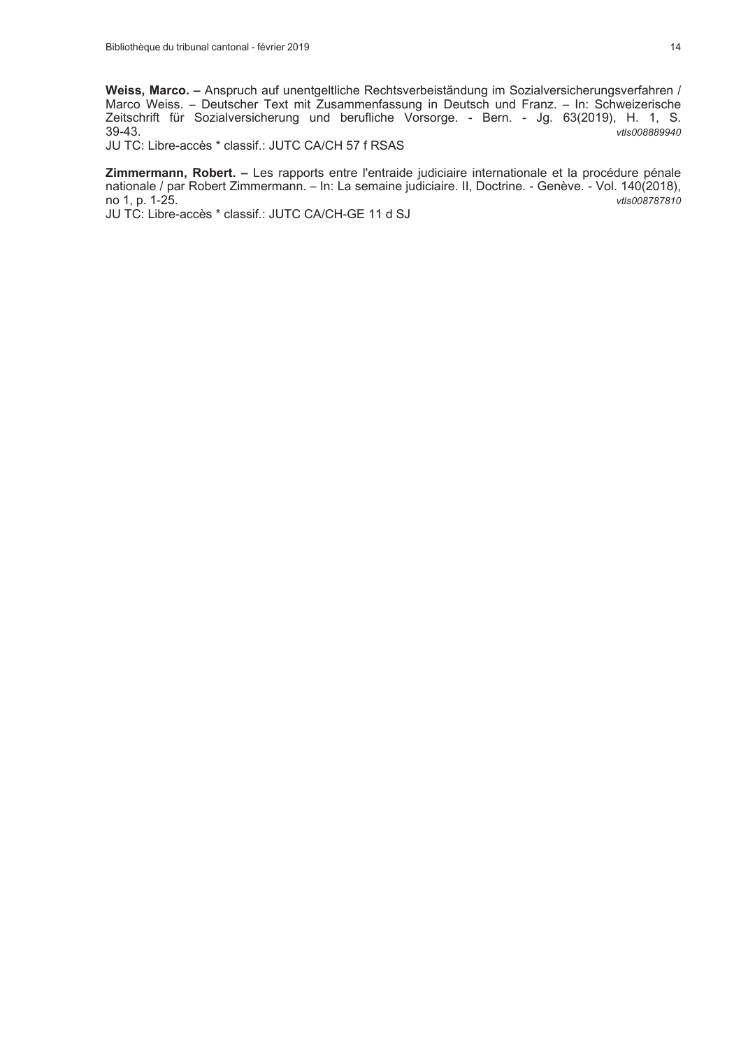**Weiss, Marco. –** Anspruch auf unentgeltliche Rechtsverbeiständung im Sozialversicherungsverfahren / Marco Weiss. – Deutscher Text mit Zusammenfassung in Deutsch und Franz. – In: Schweizerische Zeitschrift für Sozialversicherung und berufliche Vorsorge. - Bern. - Jg. 63(2019), H. 1, S. 39-43. *vtls008889940*
JU TC: Libre-accès * classif.: JUTC CA/CH 57 f RSAS

**Zimmermann, Robert. –** Les rapports entre l'entraide judiciaire internationale et la procédure pénale nationale / par Robert Zimmermann. – In: La semaine judiciaire. II, Doctrine. - Genève. - Vol. 140(2018), no 1, p. 1-25. *vtls008787810*
JU TC: Libre-accès * classif.: JUTC CA/CH-GE 11 d SJ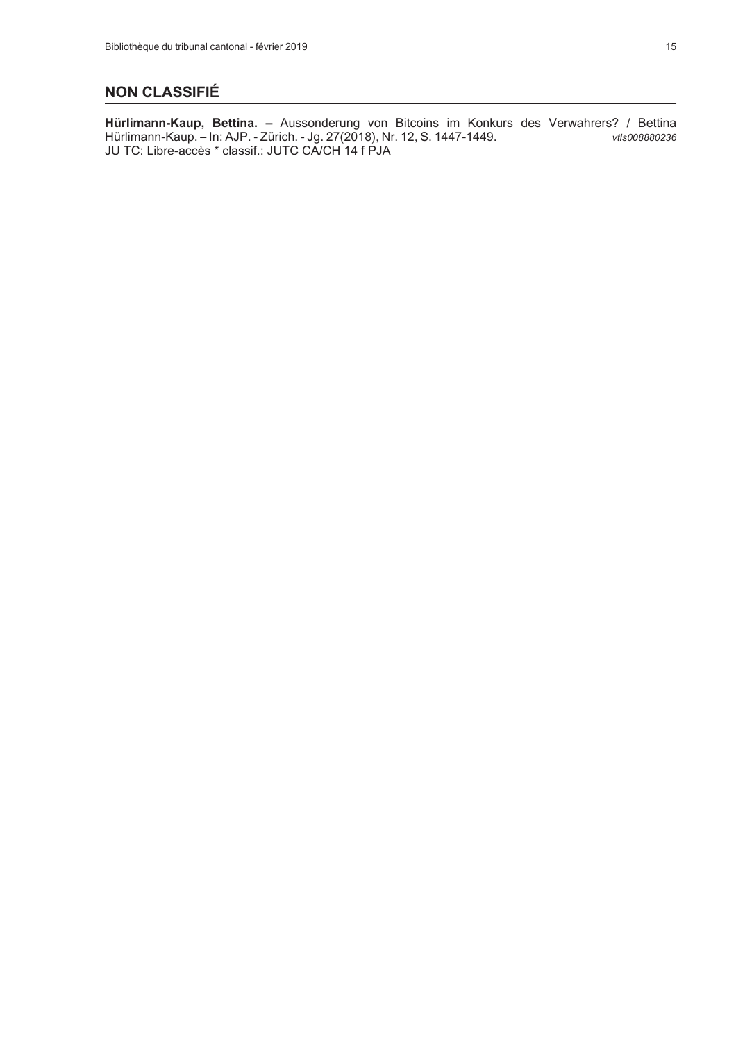## NON CLASSIFIÉ

**Hürlimann-Kaup, Bettina. –** Aussonderung von Bitcoins im Konkurs des Verwahrers? / Bettina Hürlimann-Kaup. – In: AJP. - Zürich. - Jg. 27(2018), Nr. 12, S. 1447-1449. *vtls008880236*
JU TC: Libre-accès * classif.: JUTC CA/CH 14 f PJA